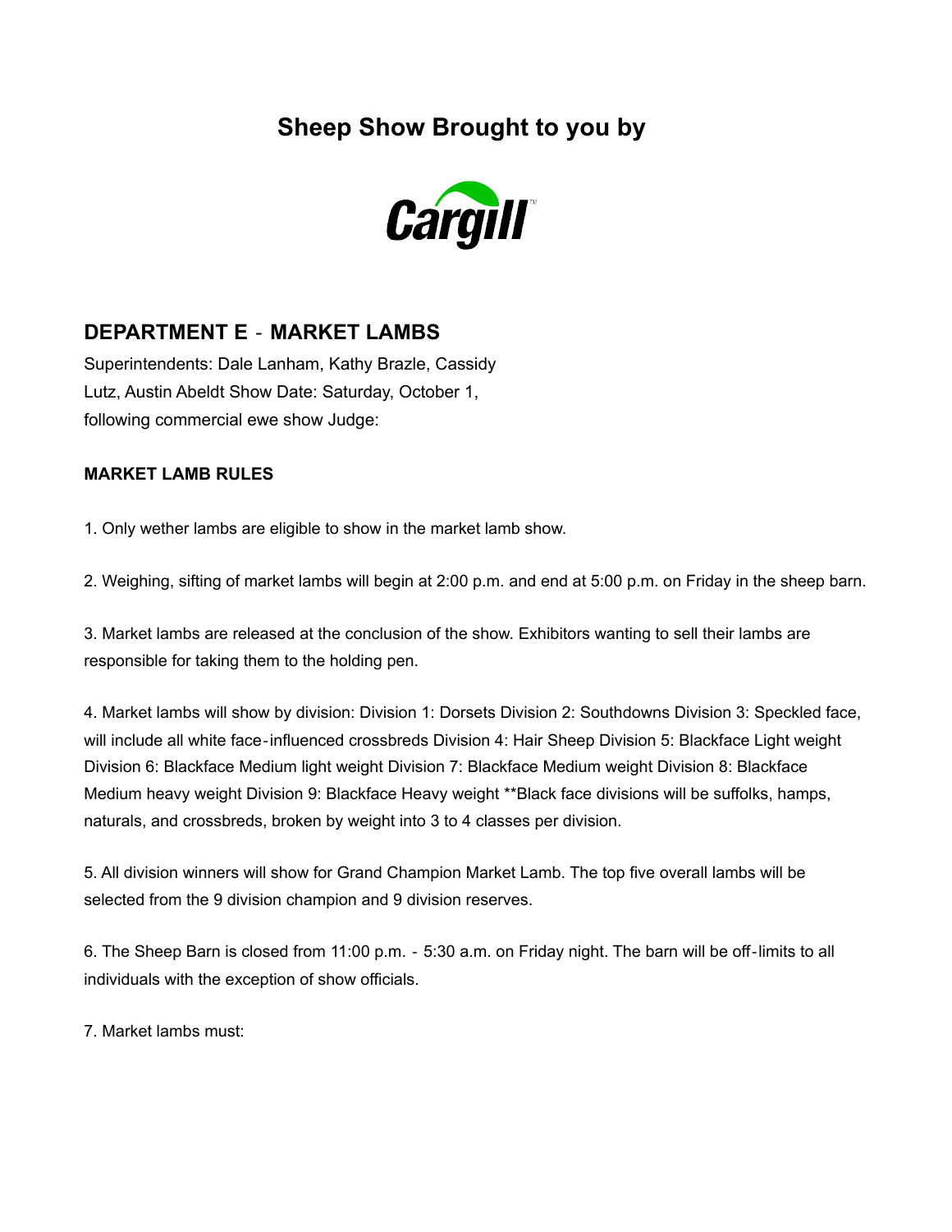## Sheep Show Brought to you by

Cargill

## DEPARTMENT E - MARKET LAMBS

Superintendents: Dale Lanham, Kathy Brazle, Cassidy Lutz, Austin Abeldt Show Date: Saturday, October 1, following commercial ewe show Judge:

### MARKET LAMB RULES

1. Only wether lambs are eligible to show in the market lamb show.

2. Weighing, sifting of market lambs will begin at 2:00 p.m. and end at 5:00 p.m. on Friday in the sheep barn.

3. Market lambs are released at the conclusion of the show. Exhibitors wanting to sell their lambs are responsible for taking them to the holding pen.

4. Market lambs will show by division: Division 1: Dorsets Division 2: Southdowns Division 3: Speckled face, will include all white face-influenced crossbreds Division 4: Hair Sheep Division 5: Blackface Light weight Division 6: Blackface Medium light weight Division 7: Blackface Medium weight Division 8: Blackface Medium heavy weight Division 9: Blackface Heavy weight **Black face divisions will be suffolks, hamps, naturals, and crossbreds, broken by weight into 3 to 4 classes per division.

5. All division winners will show for Grand Champion Market Lamb. The top five overall lambs will be selected from the 9 division champion and 9 division reserves.

6. The Sheep Barn is closed from 11:00 p.m. - 5:30 a.m. on Friday night. The barn will be off-limits to all individuals with the exception of show officials.

7. Market lambs must: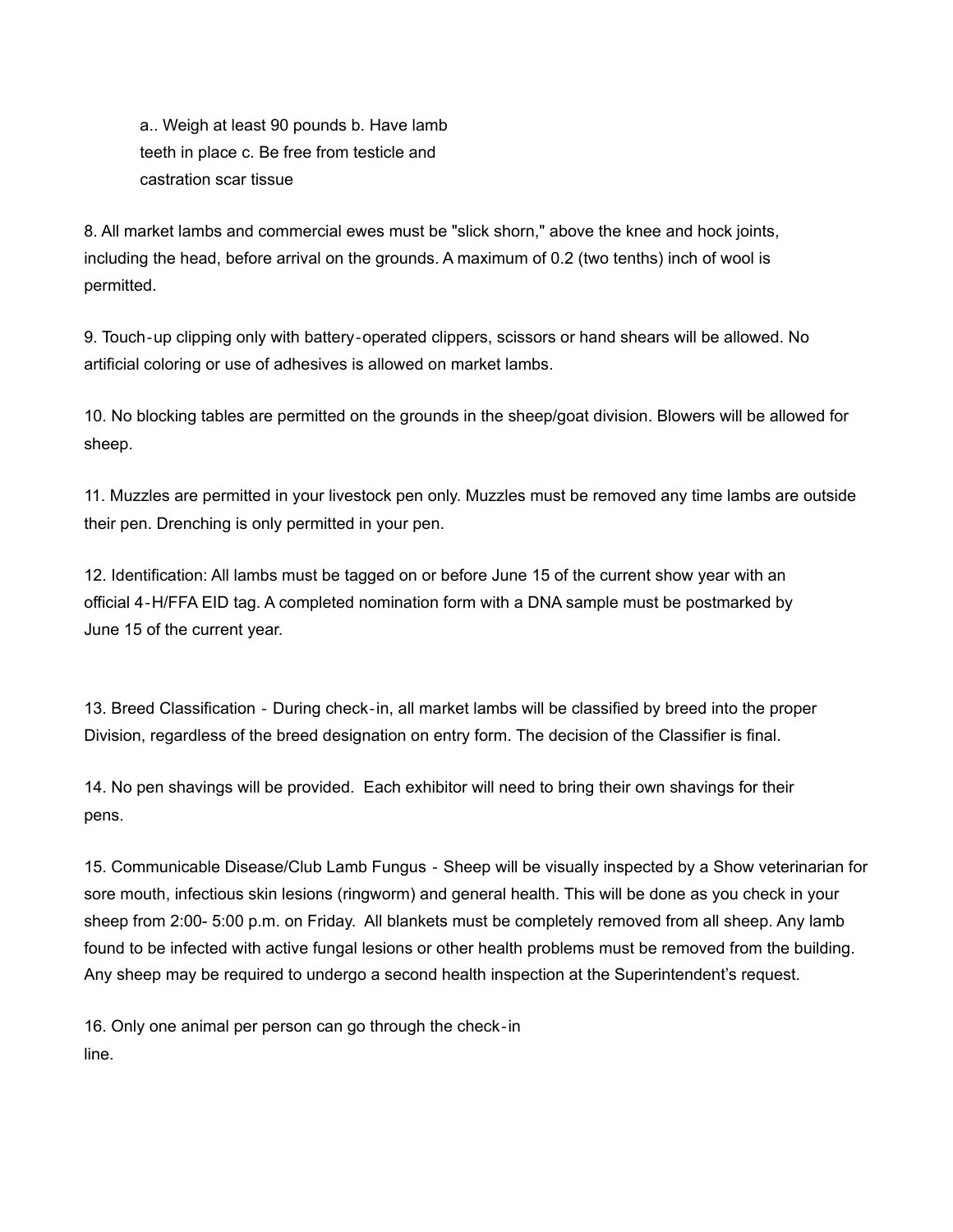a.. Weigh at least 90 pounds b. Have lamb teeth in place c. Be free from testicle and castration scar tissue

8. All market lambs and commercial ewes must be "slick shorn," above the knee and hock joints, including the head, before arrival on the grounds. A maximum of 0.2 (two tenths) inch of wool is permitted.

9. Touch-up clipping only with battery-operated clippers, scissors or hand shears will be allowed. No artificial coloring or use of adhesives is allowed on market lambs.

10. No blocking tables are permitted on the grounds in the sheep/goat division. Blowers will be allowed for sheep.

11. Muzzles are permitted in your livestock pen only. Muzzles must be removed any time lambs are outside their pen. Drenching is only permitted in your pen.

12. Identification: All lambs must be tagged on or before June 15 of the current show year with an official 4-H/FFA EID tag. A completed nomination form with a DNA sample must be postmarked by June 15 of the current year.

13. Breed Classification - During check-in, all market lambs will be classified by breed into the proper Division, regardless of the breed designation on entry form. The decision of the Classifier is final.

14. No pen shavings will be provided. Each exhibitor will need to bring their own shavings for their pens.

15. Communicable Disease/Club Lamb Fungus - Sheep will be visually inspected by a Show veterinarian for sore mouth, infectious skin lesions (ringworm) and general health. This will be done as you check in your sheep from 2:00- 5:00 p.m. on Friday. All blankets must be completely removed from all sheep. Any lamb found to be infected with active fungal lesions or other health problems must be removed from the building. Any sheep may be required to undergo a second health inspection at the Superintendent's request.

16. Only one animal per person can go through the check-in line.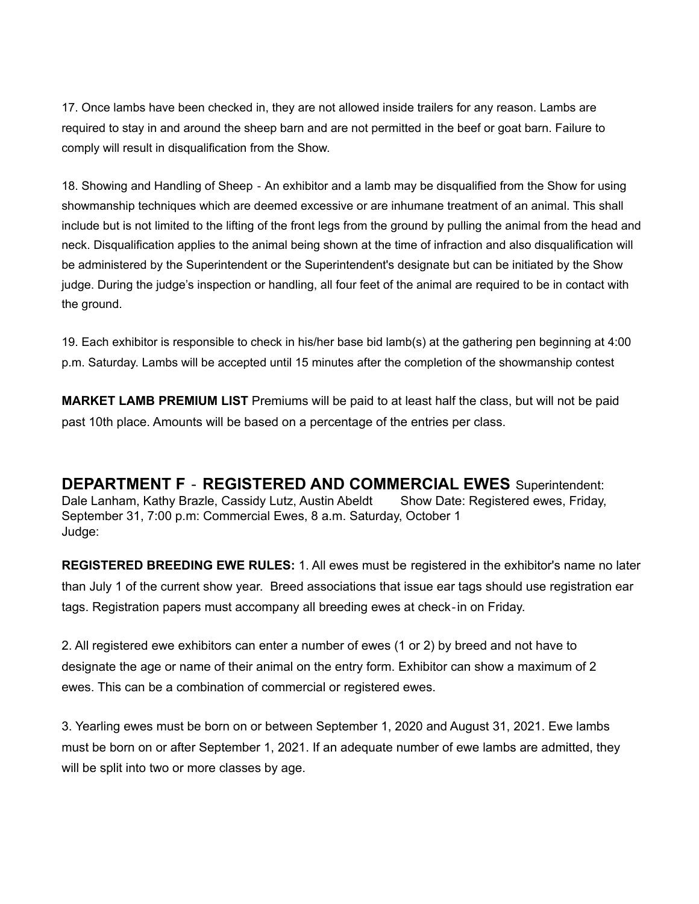17. Once lambs have been checked in, they are not allowed inside trailers for any reason. Lambs are required to stay in and around the sheep barn and are not permitted in the beef or goat barn. Failure to comply will result in disqualification from the Show.

18. Showing and Handling of Sheep - An exhibitor and a lamb may be disqualified from the Show for using showmanship techniques which are deemed excessive or are inhumane treatment of an animal. This shall include but is not limited to the lifting of the front legs from the ground by pulling the animal from the head and neck. Disqualification applies to the animal being shown at the time of infraction and also disqualification will be administered by the Superintendent or the Superintendent's designate but can be initiated by the Show judge. During the judge's inspection or handling, all four feet of the animal are required to be in contact with the ground.

19. Each exhibitor is responsible to check in his/her base bid lamb(s) at the gathering pen beginning at 4:00 p.m. Saturday. Lambs will be accepted until 15 minutes after the completion of the showmanship contest

**MARKET LAMB PREMIUM LIST** Premiums will be paid to at least half the class, but will not be paid past 10th place. Amounts will be based on a percentage of the entries per class.

## DEPARTMENT F - REGISTERED AND COMMERCIAL EWES

Superintendent: Dale Lanham, Kathy Brazle, Cassidy Lutz, Austin Abeldt Show Date: Registered ewes, Friday, September 31, 7:00 p.m: Commercial Ewes, 8 a.m. Saturday, October 1
Judge:

**REGISTERED BREEDING EWE RULES:** 1. All ewes must be registered in the exhibitor's name no later than July 1 of the current show year. Breed associations that issue ear tags should use registration ear tags. Registration papers must accompany all breeding ewes at check-in on Friday.

2. All registered ewe exhibitors can enter a number of ewes (1 or 2) by breed and not have to designate the age or name of their animal on the entry form. Exhibitor can show a maximum of 2 ewes. This can be a combination of commercial or registered ewes.

3. Yearling ewes must be born on or between September 1, 2020 and August 31, 2021. Ewe lambs must be born on or after September 1, 2021. If an adequate number of ewe lambs are admitted, they will be split into two or more classes by age.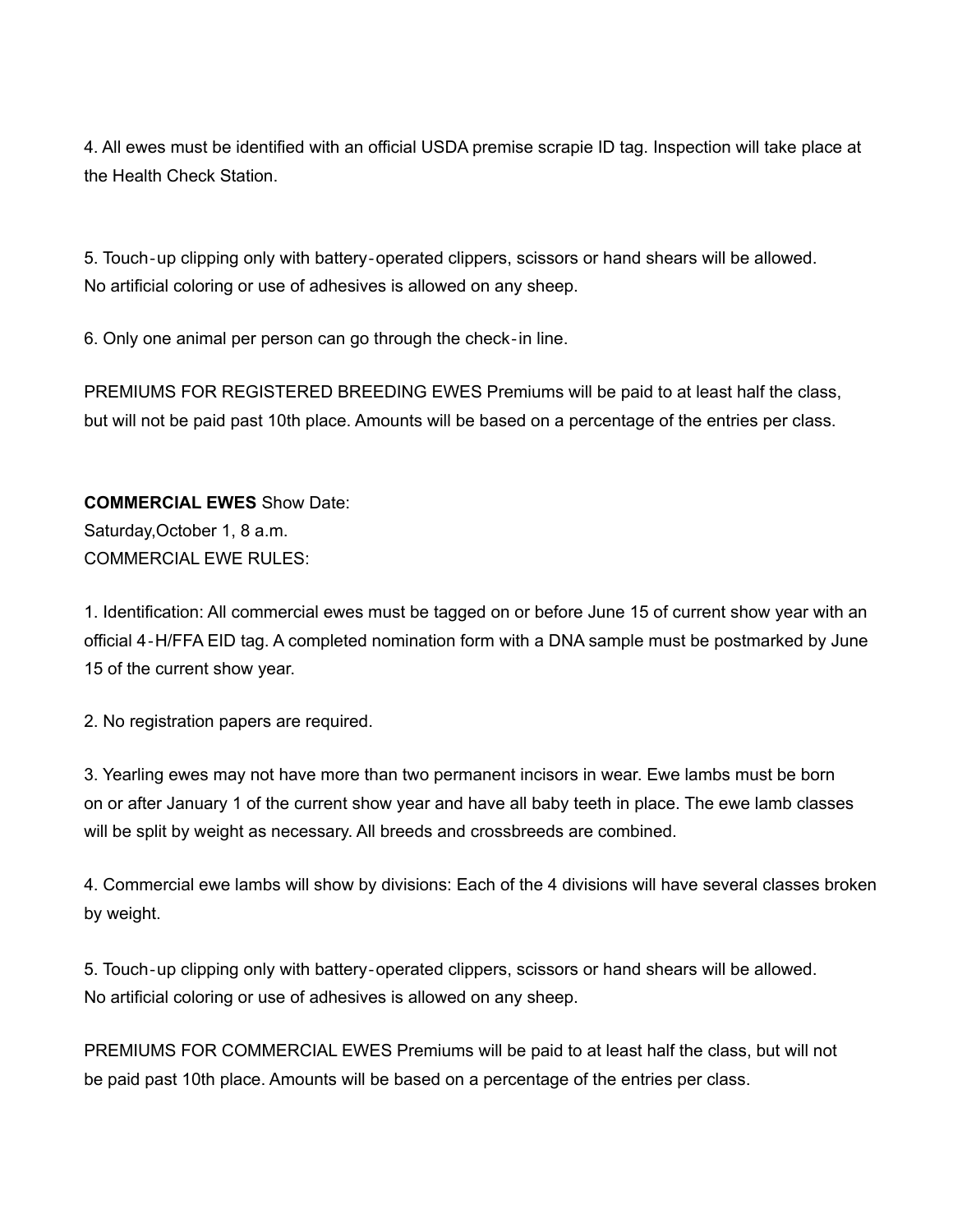4. All ewes must be identified with an official USDA premise scrapie ID tag. Inspection will take place at the Health Check Station.

5. Touch-up clipping only with battery-operated clippers, scissors or hand shears will be allowed. No artificial coloring or use of adhesives is allowed on any sheep.

6. Only one animal per person can go through the check-in line.

PREMIUMS FOR REGISTERED BREEDING EWES Premiums will be paid to at least half the class, but will not be paid past 10th place. Amounts will be based on a percentage of the entries per class.

**COMMERCIAL EWES** Show Date:
Saturday,October 1, 8 a.m.
COMMERCIAL EWE RULES:

1. Identification: All commercial ewes must be tagged on or before June 15 of current show year with an official 4-H/FFA EID tag. A completed nomination form with a DNA sample must be postmarked by June 15 of the current show year.

2. No registration papers are required.

3. Yearling ewes may not have more than two permanent incisors in wear. Ewe lambs must be born on or after January 1 of the current show year and have all baby teeth in place. The ewe lamb classes will be split by weight as necessary. All breeds and crossbreeds are combined.

4. Commercial ewe lambs will show by divisions: Each of the 4 divisions will have several classes broken by weight.

5. Touch-up clipping only with battery-operated clippers, scissors or hand shears will be allowed. No artificial coloring or use of adhesives is allowed on any sheep.

PREMIUMS FOR COMMERCIAL EWES Premiums will be paid to at least half the class, but will not be paid past 10th place. Amounts will be based on a percentage of the entries per class.